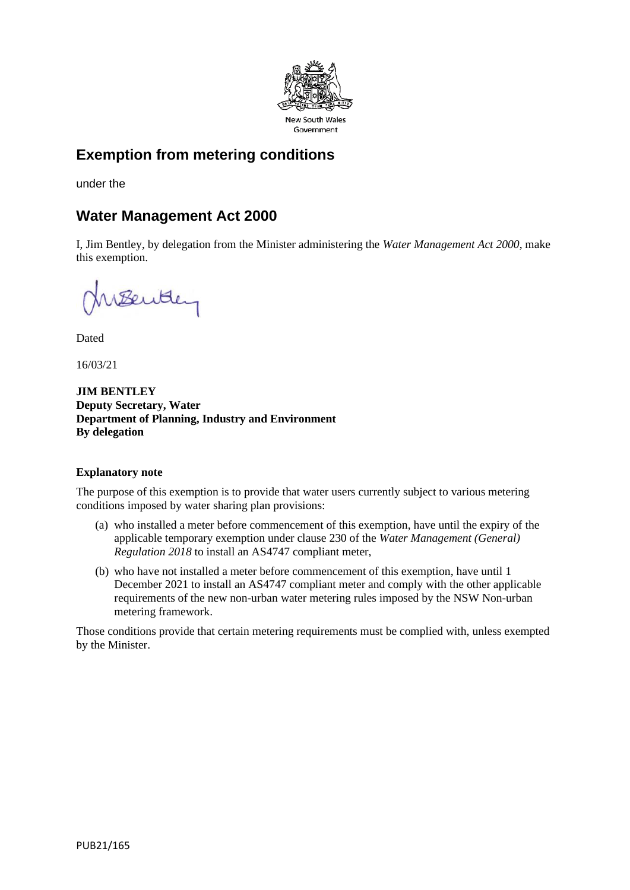New South Wales Government

# Exemption from metering conditions

under the

# Water Management Act 2000

I, Jim Bentley, by delegation from the Minister administering the *Water Management Act 2000*, make this exemption.

Dated

16/03/21

**JIM BENTLEY**
**Deputy Secretary, Water**
**Department of Planning, Industry and Environment**
**By delegation**

**Explanatory note**

The purpose of this exemption is to provide that water users currently subject to various metering conditions imposed by water sharing plan provisions:

(a) who installed a meter before commencement of this exemption, have until the expiry of the applicable temporary exemption under clause 230 of the *Water Management (General) Regulation 2018* to install an AS4747 compliant meter,

(b) who have not installed a meter before commencement of this exemption, have until 1 December 2021 to install an AS4747 compliant meter and comply with the other applicable requirements of the new non-urban water metering rules imposed by the NSW Non-urban metering framework.

Those conditions provide that certain metering requirements must be complied with, unless exempted by the Minister.

PUB21/165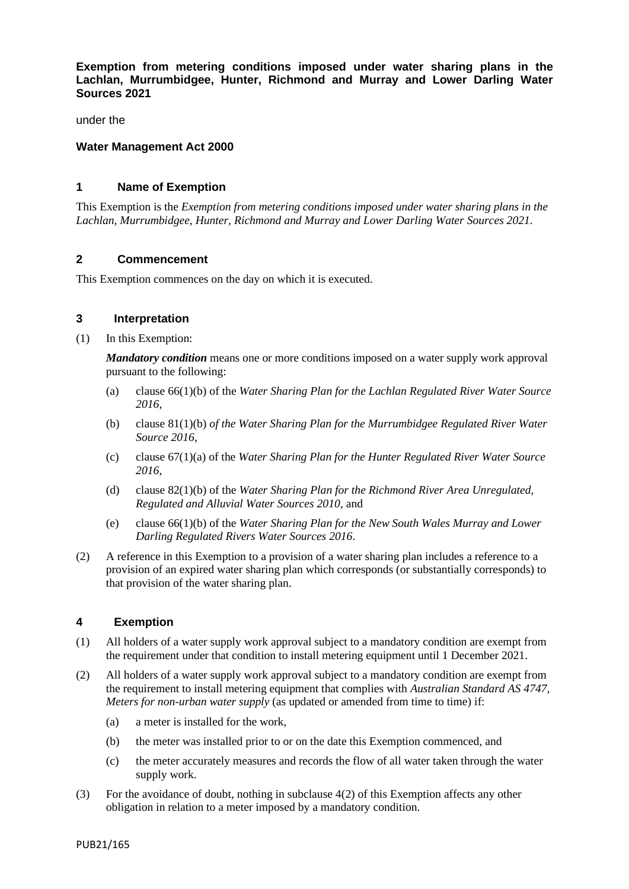**Exemption from metering conditions imposed under water sharing plans in the Lachlan, Murrumbidgee, Hunter, Richmond and Murray and Lower Darling Water Sources 2021**

under the

**Water Management Act 2000**

## 1 Name of Exemption

This Exemption is the *Exemption from metering conditions imposed under water sharing plans in the Lachlan, Murrumbidgee, Hunter, Richmond and Murray and Lower Darling Water Sources 2021.*

## 2 Commencement

This Exemption commences on the day on which it is executed.

## 3 Interpretation

(1) In this Exemption:

***Mandatory condition*** means one or more conditions imposed on a water supply work approval pursuant to the following:

- (a) clause 66(1)(b) of the *Water Sharing Plan for the Lachlan Regulated River Water Source 2016*,
- (b) clause 81(1)(b) *of the Water Sharing Plan for the Murrumbidgee Regulated River Water Source 2016*,
- (c) clause 67(1)(a) of the *Water Sharing Plan for the Hunter Regulated River Water Source 2016*,
- (d) clause 82(1)(b) of the *Water Sharing Plan for the Richmond River Area Unregulated, Regulated and Alluvial Water Sources 2010*, and
- (e) clause 66(1)(b) of the *Water Sharing Plan for the New South Wales Murray and Lower Darling Regulated Rivers Water Sources 2016*.

(2) A reference in this Exemption to a provision of a water sharing plan includes a reference to a provision of an expired water sharing plan which corresponds (or substantially corresponds) to that provision of the water sharing plan.

## 4 Exemption

(1) All holders of a water supply work approval subject to a mandatory condition are exempt from the requirement under that condition to install metering equipment until 1 December 2021.

(2) All holders of a water supply work approval subject to a mandatory condition are exempt from the requirement to install metering equipment that complies with *Australian Standard AS 4747, Meters for non-urban water supply* (as updated or amended from time to time) if:

- (a) a meter is installed for the work,
- (b) the meter was installed prior to or on the date this Exemption commenced, and
- (c) the meter accurately measures and records the flow of all water taken through the water supply work.

(3) For the avoidance of doubt, nothing in subclause 4(2) of this Exemption affects any other obligation in relation to a meter imposed by a mandatory condition.

PUB21/165